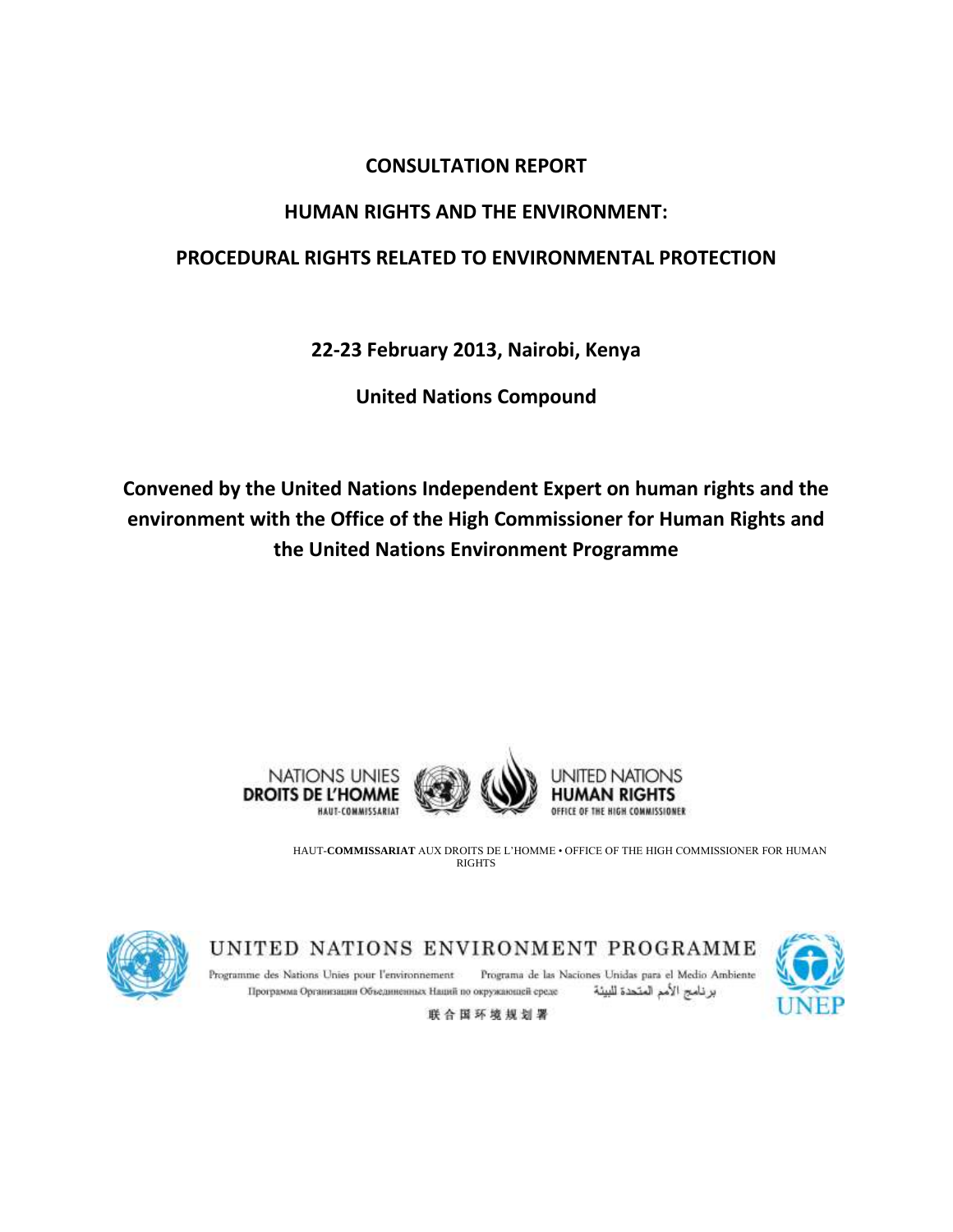# CONSULTATION REPORT

# HUMAN RIGHTS AND THE ENVIRONMENT:

# PROCEDURAL RIGHTS RELATED TO ENVIRONMENTAL PROTECTION

**22-23 February 2013, Nairobi, Kenya**

**United Nations Compound**

**Convened by the United Nations Independent Expert on human rights and the environment with the Office of the High Commissioner for Human Rights and the United Nations Environment Programme**

NATIONS UNIES DROITS DE L'HOMME HAUT-COMMISSARIAT

UNITED NATIONS HUMAN RIGHTS OFFICE OF THE HIGH COMMISSIONER

HAUT-**COMMISSARIAT** AUX DROITS DE L'HOMME • OFFICE OF THE HIGH COMMISSIONER FOR HUMAN RIGHTS

UNITED NATIONS ENVIRONMENT PROGRAMME

Programme des Nations Unies pour l'environnement Programa de las Naciones Unidas para el Medio Ambiente

Программа Организации Объединенных Наций по окружающей среде برنامج الأمم المتحدة للبيئة

联合国环境规划署

UNEP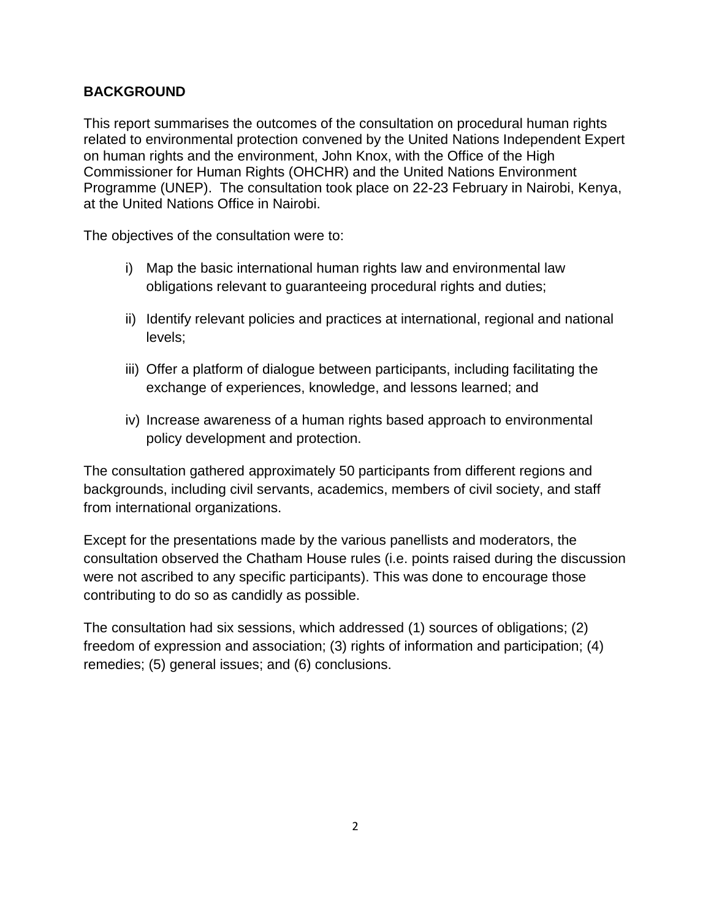## BACKGROUND

This report summarises the outcomes of the consultation on procedural human rights related to environmental protection convened by the United Nations Independent Expert on human rights and the environment, John Knox, with the Office of the High Commissioner for Human Rights (OHCHR) and the United Nations Environment Programme (UNEP). The consultation took place on 22-23 February in Nairobi, Kenya, at the United Nations Office in Nairobi.

The objectives of the consultation were to:

i) Map the basic international human rights law and environmental law obligations relevant to guaranteeing procedural rights and duties;

ii) Identify relevant policies and practices at international, regional and national levels;

iii) Offer a platform of dialogue between participants, including facilitating the exchange of experiences, knowledge, and lessons learned; and

iv) Increase awareness of a human rights based approach to environmental policy development and protection.

The consultation gathered approximately 50 participants from different regions and backgrounds, including civil servants, academics, members of civil society, and staff from international organizations.

Except for the presentations made by the various panellists and moderators, the consultation observed the Chatham House rules (i.e. points raised during the discussion were not ascribed to any specific participants). This was done to encourage those contributing to do so as candidly as possible.

The consultation had six sessions, which addressed (1) sources of obligations; (2) freedom of expression and association; (3) rights of information and participation; (4) remedies; (5) general issues; and (6) conclusions.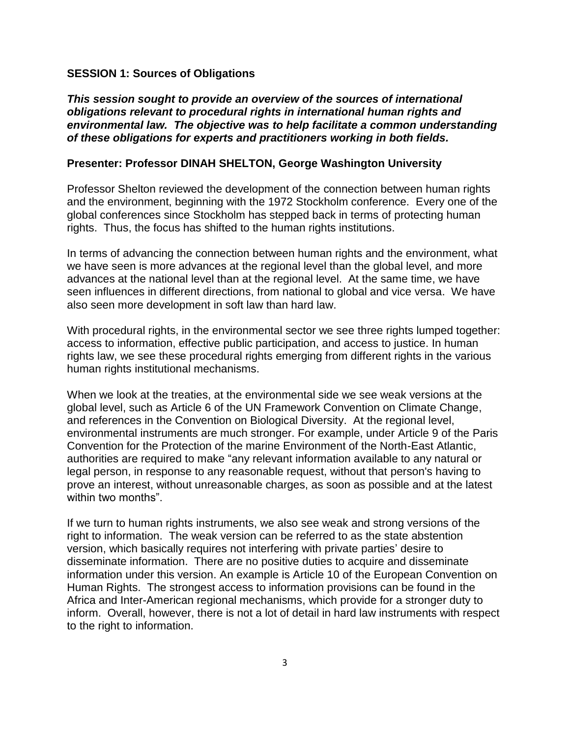**SESSION 1: Sources of Obligations**

***This session sought to provide an overview of the sources of international obligations relevant to procedural rights in international human rights and environmental law. The objective was to help facilitate a common understanding of these obligations for experts and practitioners working in both fields.***

**Presenter: Professor DINAH SHELTON, George Washington University**

Professor Shelton reviewed the development of the connection between human rights and the environment, beginning with the 1972 Stockholm conference. Every one of the global conferences since Stockholm has stepped back in terms of protecting human rights. Thus, the focus has shifted to the human rights institutions.

In terms of advancing the connection between human rights and the environment, what we have seen is more advances at the regional level than the global level, and more advances at the national level than at the regional level. At the same time, we have seen influences in different directions, from national to global and vice versa. We have also seen more development in soft law than hard law.

With procedural rights, in the environmental sector we see three rights lumped together: access to information, effective public participation, and access to justice. In human rights law, we see these procedural rights emerging from different rights in the various human rights institutional mechanisms.

When we look at the treaties, at the environmental side we see weak versions at the global level, such as Article 6 of the UN Framework Convention on Climate Change, and references in the Convention on Biological Diversity. At the regional level, environmental instruments are much stronger. For example, under Article 9 of the Paris Convention for the Protection of the marine Environment of the North-East Atlantic, authorities are required to make "any relevant information available to any natural or legal person, in response to any reasonable request, without that person's having to prove an interest, without unreasonable charges, as soon as possible and at the latest within two months".

If we turn to human rights instruments, we also see weak and strong versions of the right to information. The weak version can be referred to as the state abstention version, which basically requires not interfering with private parties' desire to disseminate information. There are no positive duties to acquire and disseminate information under this version. An example is Article 10 of the European Convention on Human Rights. The strongest access to information provisions can be found in the Africa and Inter-American regional mechanisms, which provide for a stronger duty to inform. Overall, however, there is not a lot of detail in hard law instruments with respect to the right to information.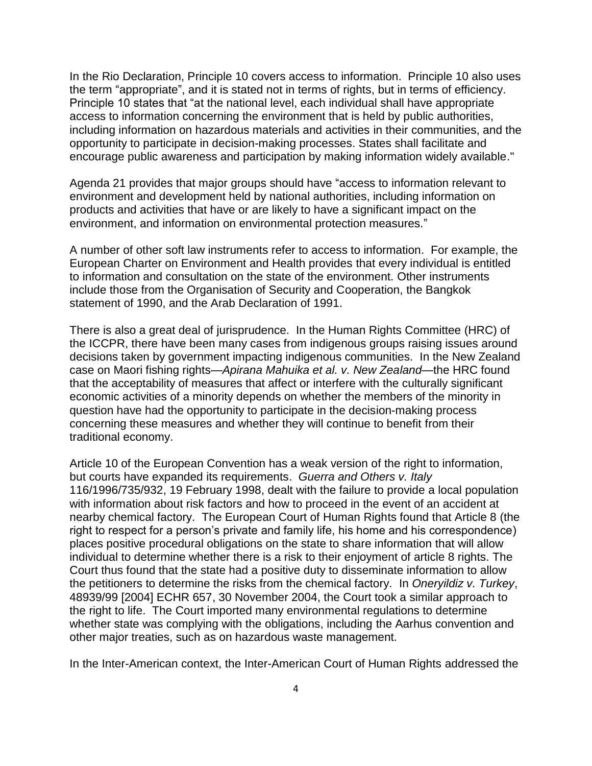In the Rio Declaration, Principle 10 covers access to information. Principle 10 also uses the term "appropriate", and it is stated not in terms of rights, but in terms of efficiency. Principle 10 states that "at the national level, each individual shall have appropriate access to information concerning the environment that is held by public authorities, including information on hazardous materials and activities in their communities, and the opportunity to participate in decision-making processes. States shall facilitate and encourage public awareness and participation by making information widely available."

Agenda 21 provides that major groups should have "access to information relevant to environment and development held by national authorities, including information on products and activities that have or are likely to have a significant impact on the environment, and information on environmental protection measures."

A number of other soft law instruments refer to access to information. For example, the European Charter on Environment and Health provides that every individual is entitled to information and consultation on the state of the environment. Other instruments include those from the Organisation of Security and Cooperation, the Bangkok statement of 1990, and the Arab Declaration of 1991.

There is also a great deal of jurisprudence. In the Human Rights Committee (HRC) of the ICCPR, there have been many cases from indigenous groups raising issues around decisions taken by government impacting indigenous communities. In the New Zealand case on Maori fishing rights—*Apirana Mahuika et al. v. New Zealand*—the HRC found that the acceptability of measures that affect or interfere with the culturally significant economic activities of a minority depends on whether the members of the minority in question have had the opportunity to participate in the decision-making process concerning these measures and whether they will continue to benefit from their traditional economy.

Article 10 of the European Convention has a weak version of the right to information, but courts have expanded its requirements. *Guerra and Others v. Italy* 116/1996/735/932, 19 February 1998, dealt with the failure to provide a local population with information about risk factors and how to proceed in the event of an accident at nearby chemical factory. The European Court of Human Rights found that Article 8 (the right to respect for a person's private and family life, his home and his correspondence) places positive procedural obligations on the state to share information that will allow individual to determine whether there is a risk to their enjoyment of article 8 rights. The Court thus found that the state had a positive duty to disseminate information to allow the petitioners to determine the risks from the chemical factory. In *Oneryildiz v. Turkey*, 48939/99 [2004] ECHR 657, 30 November 2004, the Court took a similar approach to the right to life. The Court imported many environmental regulations to determine whether state was complying with the obligations, including the Aarhus convention and other major treaties, such as on hazardous waste management.

In the Inter-American context, the Inter-American Court of Human Rights addressed the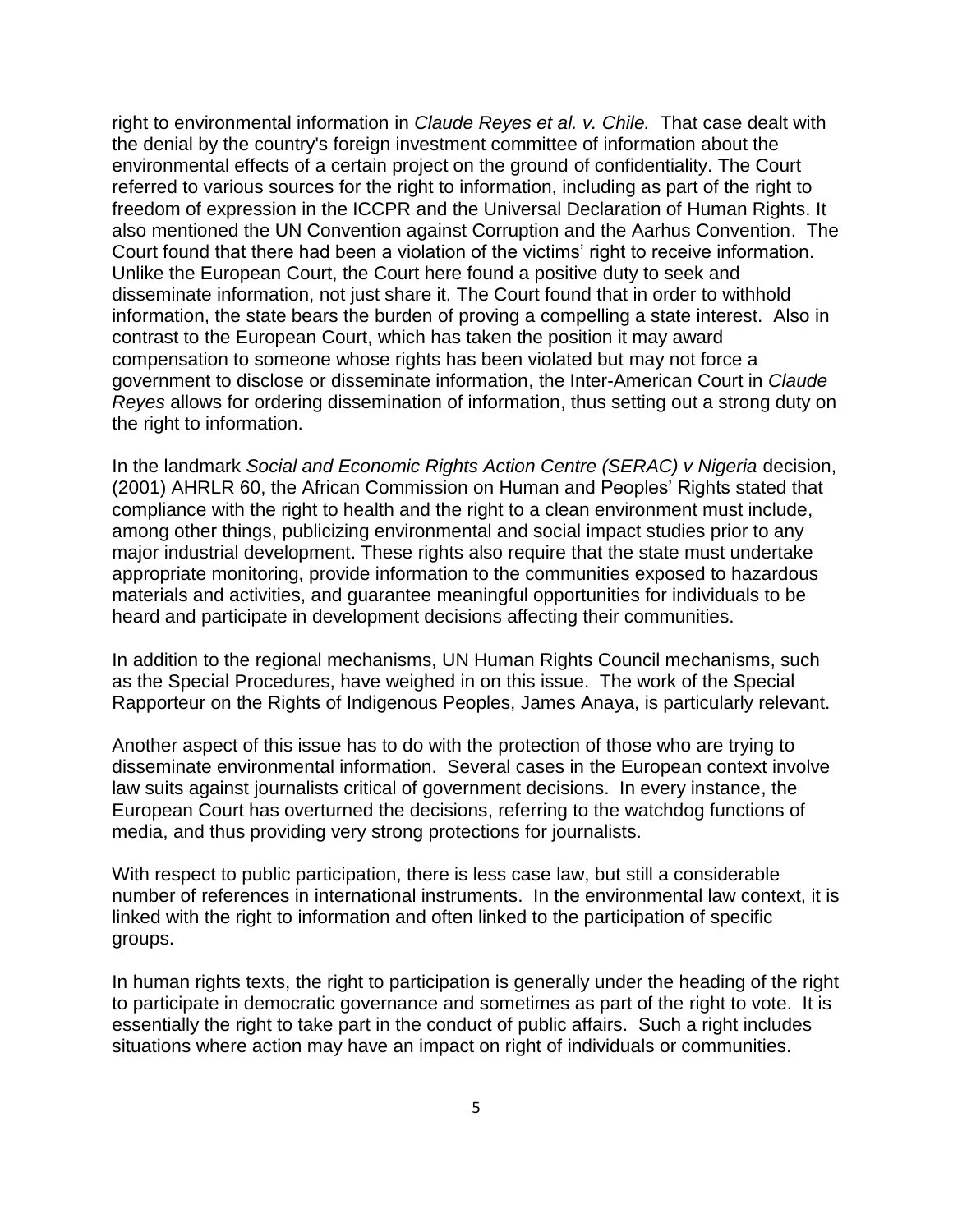right to environmental information in *Claude Reyes et al. v. Chile.* That case dealt with the denial by the country's foreign investment committee of information about the environmental effects of a certain project on the ground of confidentiality. The Court referred to various sources for the right to information, including as part of the right to freedom of expression in the ICCPR and the Universal Declaration of Human Rights. It also mentioned the UN Convention against Corruption and the Aarhus Convention. The Court found that there had been a violation of the victims' right to receive information. Unlike the European Court, the Court here found a positive duty to seek and disseminate information, not just share it. The Court found that in order to withhold information, the state bears the burden of proving a compelling a state interest. Also in contrast to the European Court, which has taken the position it may award compensation to someone whose rights has been violated but may not force a government to disclose or disseminate information, the Inter-American Court in *Claude Reyes* allows for ordering dissemination of information, thus setting out a strong duty on the right to information.

In the landmark *Social and Economic Rights Action Centre (SERAC) v Nigeria* decision, (2001) AHRLR 60, the African Commission on Human and Peoples' Rights stated that compliance with the right to health and the right to a clean environment must include, among other things, publicizing environmental and social impact studies prior to any major industrial development. These rights also require that the state must undertake appropriate monitoring, provide information to the communities exposed to hazardous materials and activities, and guarantee meaningful opportunities for individuals to be heard and participate in development decisions affecting their communities.

In addition to the regional mechanisms, UN Human Rights Council mechanisms, such as the Special Procedures, have weighed in on this issue. The work of the Special Rapporteur on the Rights of Indigenous Peoples, James Anaya, is particularly relevant.

Another aspect of this issue has to do with the protection of those who are trying to disseminate environmental information. Several cases in the European context involve law suits against journalists critical of government decisions. In every instance, the European Court has overturned the decisions, referring to the watchdog functions of media, and thus providing very strong protections for journalists.

With respect to public participation, there is less case law, but still a considerable number of references in international instruments. In the environmental law context, it is linked with the right to information and often linked to the participation of specific groups.

In human rights texts, the right to participation is generally under the heading of the right to participate in democratic governance and sometimes as part of the right to vote. It is essentially the right to take part in the conduct of public affairs. Such a right includes situations where action may have an impact on right of individuals or communities.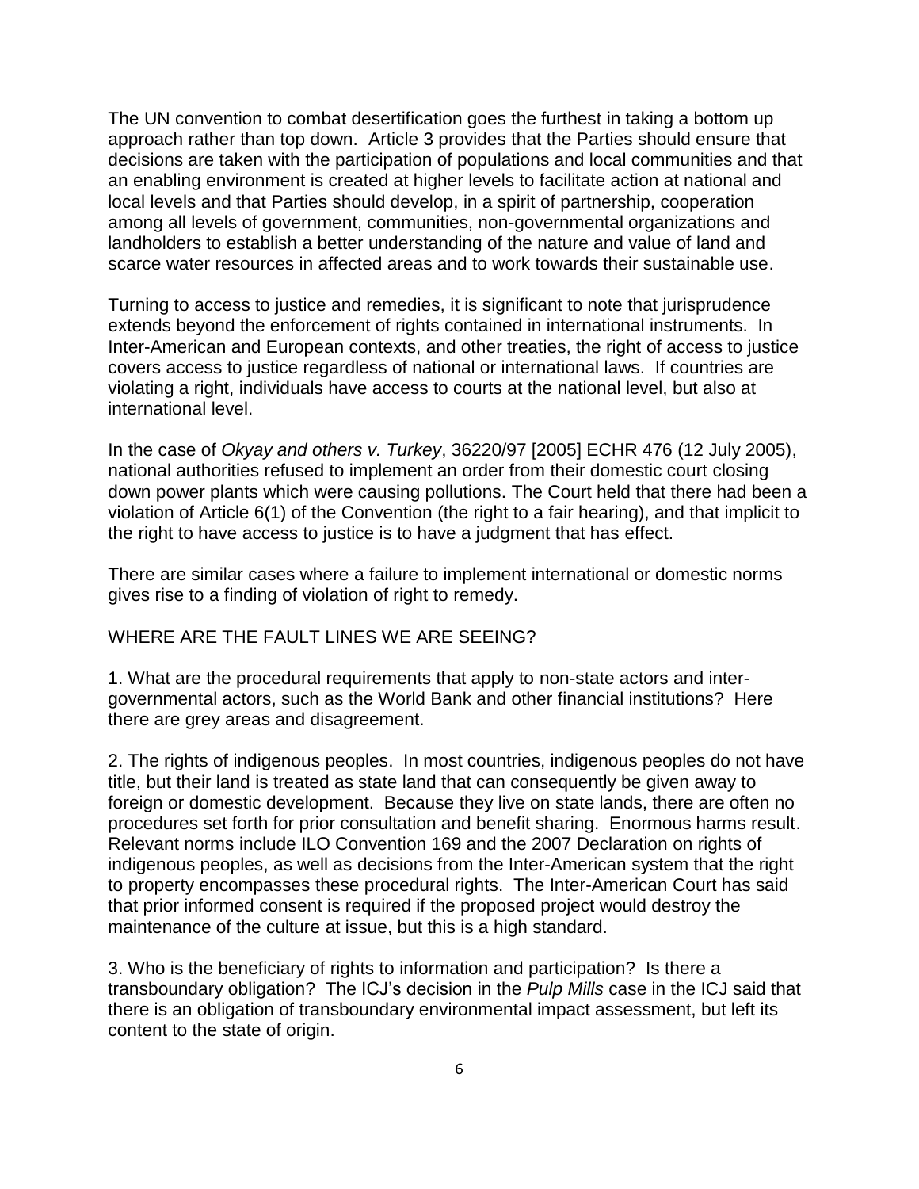The UN convention to combat desertification goes the furthest in taking a bottom up approach rather than top down. Article 3 provides that the Parties should ensure that decisions are taken with the participation of populations and local communities and that an enabling environment is created at higher levels to facilitate action at national and local levels and that Parties should develop, in a spirit of partnership, cooperation among all levels of government, communities, non-governmental organizations and landholders to establish a better understanding of the nature and value of land and scarce water resources in affected areas and to work towards their sustainable use.

Turning to access to justice and remedies, it is significant to note that jurisprudence extends beyond the enforcement of rights contained in international instruments. In Inter-American and European contexts, and other treaties, the right of access to justice covers access to justice regardless of national or international laws. If countries are violating a right, individuals have access to courts at the national level, but also at international level.

In the case of *Okyay and others v. Turkey*, 36220/97 [2005] ECHR 476 (12 July 2005), national authorities refused to implement an order from their domestic court closing down power plants which were causing pollutions. The Court held that there had been a violation of Article 6(1) of the Convention (the right to a fair hearing), and that implicit to the right to have access to justice is to have a judgment that has effect.

There are similar cases where a failure to implement international or domestic norms gives rise to a finding of violation of right to remedy.

WHERE ARE THE FAULT LINES WE ARE SEEING?

1. What are the procedural requirements that apply to non-state actors and inter-governmental actors, such as the World Bank and other financial institutions? Here there are grey areas and disagreement.

2. The rights of indigenous peoples. In most countries, indigenous peoples do not have title, but their land is treated as state land that can consequently be given away to foreign or domestic development. Because they live on state lands, there are often no procedures set forth for prior consultation and benefit sharing. Enormous harms result. Relevant norms include ILO Convention 169 and the 2007 Declaration on rights of indigenous peoples, as well as decisions from the Inter-American system that the right to property encompasses these procedural rights. The Inter-American Court has said that prior informed consent is required if the proposed project would destroy the maintenance of the culture at issue, but this is a high standard.

3. Who is the beneficiary of rights to information and participation? Is there a transboundary obligation? The ICJ's decision in the *Pulp Mills* case in the ICJ said that there is an obligation of transboundary environmental impact assessment, but left its content to the state of origin.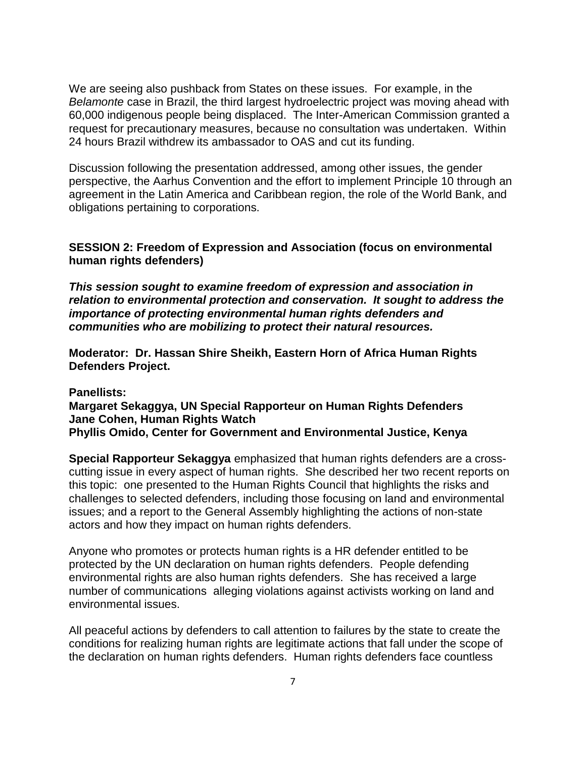We are seeing also pushback from States on these issues. For example, in the *Belamonte* case in Brazil, the third largest hydroelectric project was moving ahead with 60,000 indigenous people being displaced. The Inter-American Commission granted a request for precautionary measures, because no consultation was undertaken. Within 24 hours Brazil withdrew its ambassador to OAS and cut its funding.

Discussion following the presentation addressed, among other issues, the gender perspective, the Aarhus Convention and the effort to implement Principle 10 through an agreement in the Latin America and Caribbean region, the role of the World Bank, and obligations pertaining to corporations.

## SESSION 2: Freedom of Expression and Association (focus on environmental human rights defenders)

***This session sought to examine freedom of expression and association in relation to environmental protection and conservation. It sought to address the importance of protecting environmental human rights defenders and communities who are mobilizing to protect their natural resources.***

**Moderator: Dr. Hassan Shire Sheikh, Eastern Horn of Africa Human Rights Defenders Project.**

**Panellists:**
**Margaret Sekaggya, UN Special Rapporteur on Human Rights Defenders**
**Jane Cohen, Human Rights Watch**
**Phyllis Omido, Center for Government and Environmental Justice, Kenya**

**Special Rapporteur Sekaggya** emphasized that human rights defenders are a cross-cutting issue in every aspect of human rights. She described her two recent reports on this topic: one presented to the Human Rights Council that highlights the risks and challenges to selected defenders, including those focusing on land and environmental issues; and a report to the General Assembly highlighting the actions of non-state actors and how they impact on human rights defenders.

Anyone who promotes or protects human rights is a HR defender entitled to be protected by the UN declaration on human rights defenders. People defending environmental rights are also human rights defenders. She has received a large number of communications alleging violations against activists working on land and environmental issues.

All peaceful actions by defenders to call attention to failures by the state to create the conditions for realizing human rights are legitimate actions that fall under the scope of the declaration on human rights defenders. Human rights defenders face countless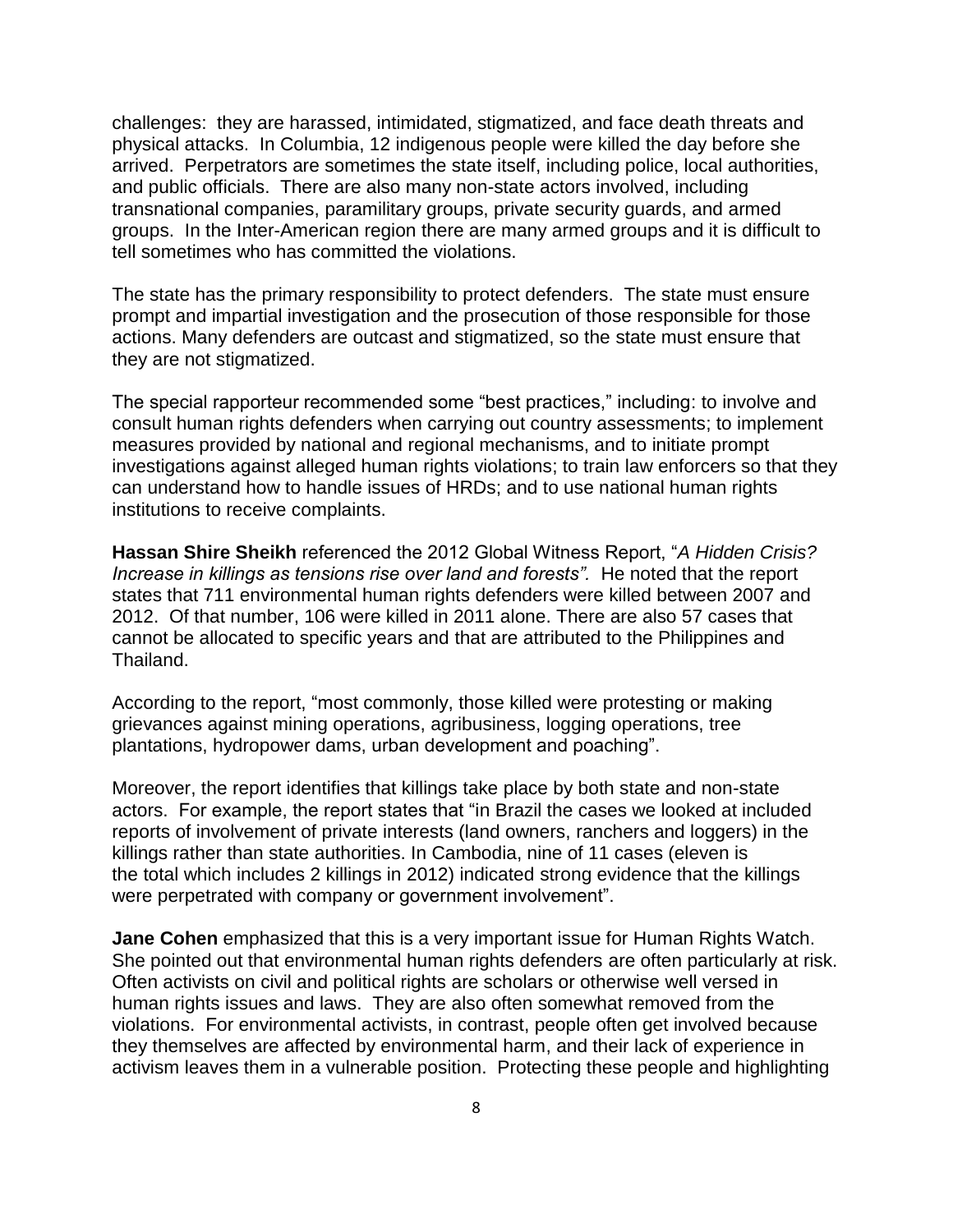challenges: they are harassed, intimidated, stigmatized, and face death threats and physical attacks. In Columbia, 12 indigenous people were killed the day before she arrived. Perpetrators are sometimes the state itself, including police, local authorities, and public officials. There are also many non-state actors involved, including transnational companies, paramilitary groups, private security guards, and armed groups. In the Inter-American region there are many armed groups and it is difficult to tell sometimes who has committed the violations.

The state has the primary responsibility to protect defenders. The state must ensure prompt and impartial investigation and the prosecution of those responsible for those actions. Many defenders are outcast and stigmatized, so the state must ensure that they are not stigmatized.

The special rapporteur recommended some "best practices," including: to involve and consult human rights defenders when carrying out country assessments; to implement measures provided by national and regional mechanisms, and to initiate prompt investigations against alleged human rights violations; to train law enforcers so that they can understand how to handle issues of HRDs; and to use national human rights institutions to receive complaints.

**Hassan Shire Sheikh** referenced the 2012 Global Witness Report, "*A Hidden Crisis? Increase in killings as tensions rise over land and forests".* He noted that the report states that 711 environmental human rights defenders were killed between 2007 and 2012. Of that number, 106 were killed in 2011 alone. There are also 57 cases that cannot be allocated to specific years and that are attributed to the Philippines and Thailand.

According to the report, "most commonly, those killed were protesting or making grievances against mining operations, agribusiness, logging operations, tree plantations, hydropower dams, urban development and poaching".

Moreover, the report identifies that killings take place by both state and non-state actors. For example, the report states that "in Brazil the cases we looked at included reports of involvement of private interests (land owners, ranchers and loggers) in the killings rather than state authorities. In Cambodia, nine of 11 cases (eleven is the total which includes 2 killings in 2012) indicated strong evidence that the killings were perpetrated with company or government involvement".

**Jane Cohen** emphasized that this is a very important issue for Human Rights Watch. She pointed out that environmental human rights defenders are often particularly at risk. Often activists on civil and political rights are scholars or otherwise well versed in human rights issues and laws. They are also often somewhat removed from the violations. For environmental activists, in contrast, people often get involved because they themselves are affected by environmental harm, and their lack of experience in activism leaves them in a vulnerable position. Protecting these people and highlighting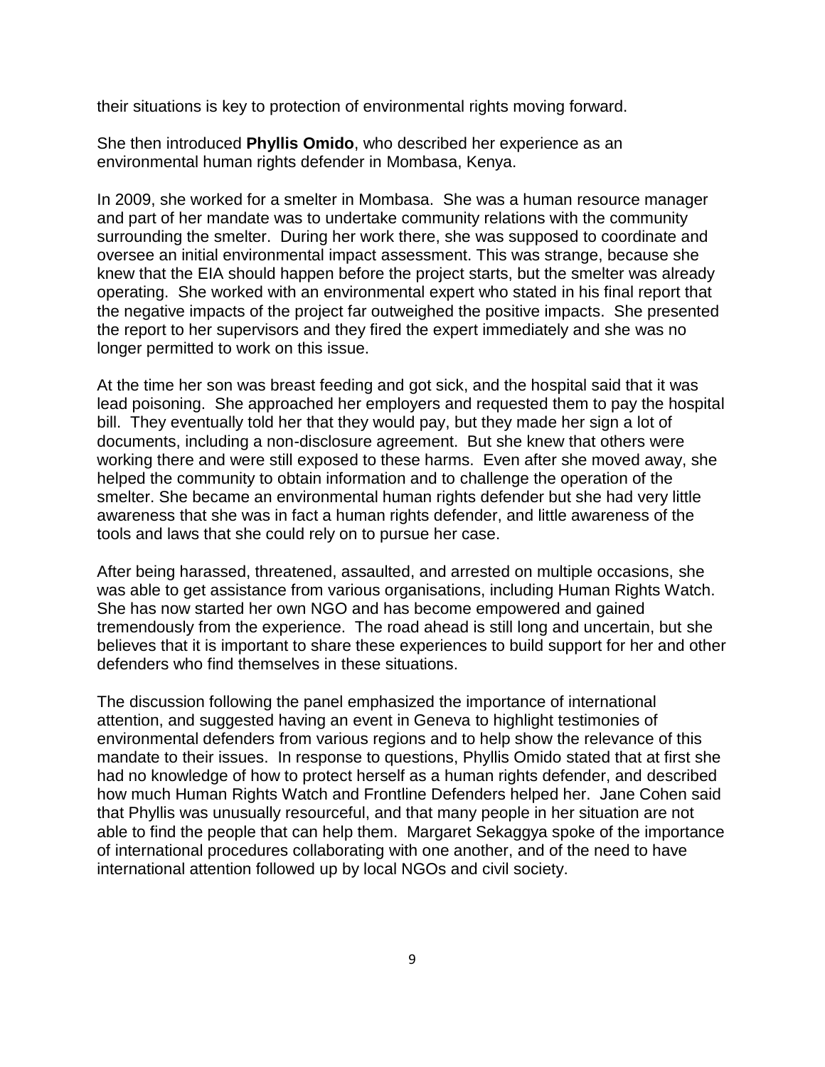their situations is key to protection of environmental rights moving forward.

She then introduced **Phyllis Omido**, who described her experience as an environmental human rights defender in Mombasa, Kenya.

In 2009, she worked for a smelter in Mombasa. She was a human resource manager and part of her mandate was to undertake community relations with the community surrounding the smelter. During her work there, she was supposed to coordinate and oversee an initial environmental impact assessment. This was strange, because she knew that the EIA should happen before the project starts, but the smelter was already operating. She worked with an environmental expert who stated in his final report that the negative impacts of the project far outweighed the positive impacts. She presented the report to her supervisors and they fired the expert immediately and she was no longer permitted to work on this issue.

At the time her son was breast feeding and got sick, and the hospital said that it was lead poisoning. She approached her employers and requested them to pay the hospital bill. They eventually told her that they would pay, but they made her sign a lot of documents, including a non-disclosure agreement. But she knew that others were working there and were still exposed to these harms. Even after she moved away, she helped the community to obtain information and to challenge the operation of the smelter. She became an environmental human rights defender but she had very little awareness that she was in fact a human rights defender, and little awareness of the tools and laws that she could rely on to pursue her case.

After being harassed, threatened, assaulted, and arrested on multiple occasions, she was able to get assistance from various organisations, including Human Rights Watch. She has now started her own NGO and has become empowered and gained tremendously from the experience. The road ahead is still long and uncertain, but she believes that it is important to share these experiences to build support for her and other defenders who find themselves in these situations.

The discussion following the panel emphasized the importance of international attention, and suggested having an event in Geneva to highlight testimonies of environmental defenders from various regions and to help show the relevance of this mandate to their issues. In response to questions, Phyllis Omido stated that at first she had no knowledge of how to protect herself as a human rights defender, and described how much Human Rights Watch and Frontline Defenders helped her. Jane Cohen said that Phyllis was unusually resourceful, and that many people in her situation are not able to find the people that can help them. Margaret Sekaggya spoke of the importance of international procedures collaborating with one another, and of the need to have international attention followed up by local NGOs and civil society.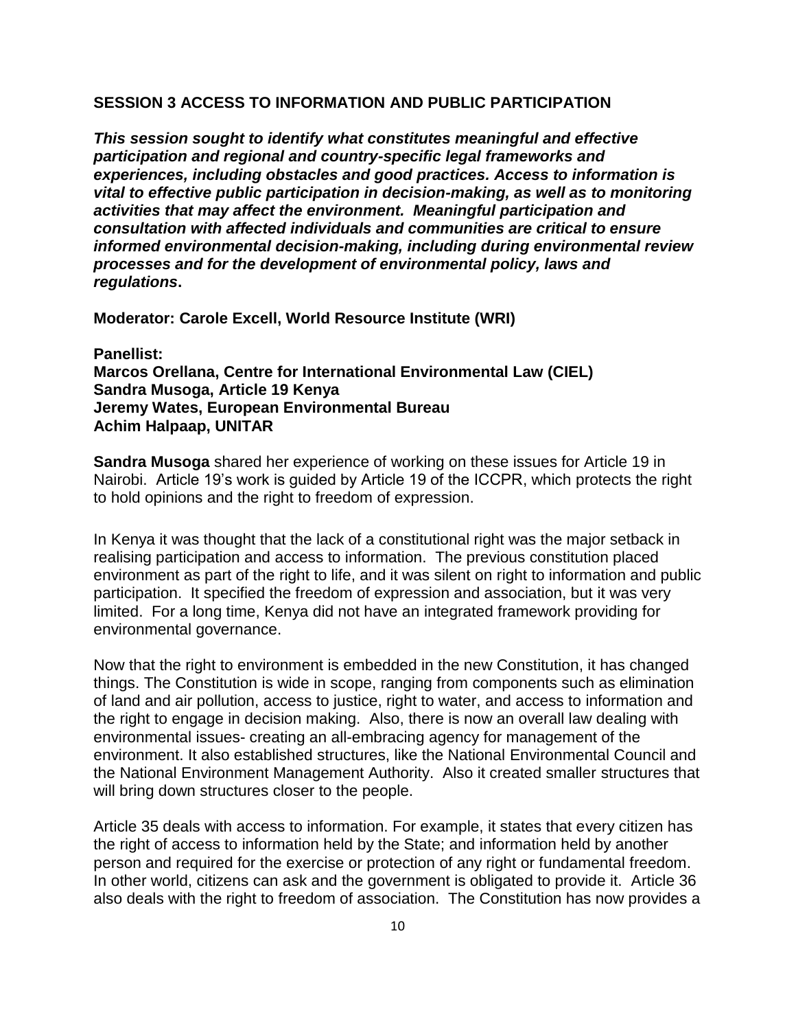## SESSION 3 ACCESS TO INFORMATION AND PUBLIC PARTICIPATION

***This session sought to identify what constitutes meaningful and effective participation and regional and country-specific legal frameworks and experiences, including obstacles and good practices. Access to information is vital to effective public participation in decision-making, as well as to monitoring activities that may affect the environment. Meaningful participation and consultation with affected individuals and communities are critical to ensure informed environmental decision-making, including during environmental review processes and for the development of environmental policy, laws and regulations*.**

**Moderator: Carole Excell, World Resource Institute (WRI)**

**Panellist:**
**Marcos Orellana, Centre for International Environmental Law (CIEL)**
**Sandra Musoga, Article 19 Kenya**
**Jeremy Wates, European Environmental Bureau**
**Achim Halpaap, UNITAR**

**Sandra Musoga** shared her experience of working on these issues for Article 19 in Nairobi. Article 19's work is guided by Article 19 of the ICCPR, which protects the right to hold opinions and the right to freedom of expression.

In Kenya it was thought that the lack of a constitutional right was the major setback in realising participation and access to information. The previous constitution placed environment as part of the right to life, and it was silent on right to information and public participation. It specified the freedom of expression and association, but it was very limited. For a long time, Kenya did not have an integrated framework providing for environmental governance.

Now that the right to environment is embedded in the new Constitution, it has changed things. The Constitution is wide in scope, ranging from components such as elimination of land and air pollution, access to justice, right to water, and access to information and the right to engage in decision making. Also, there is now an overall law dealing with environmental issues- creating an all-embracing agency for management of the environment. It also established structures, like the National Environmental Council and the National Environment Management Authority. Also it created smaller structures that will bring down structures closer to the people.

Article 35 deals with access to information. For example, it states that every citizen has the right of access to information held by the State; and information held by another person and required for the exercise or protection of any right or fundamental freedom. In other world, citizens can ask and the government is obligated to provide it. Article 36 also deals with the right to freedom of association. The Constitution has now provides a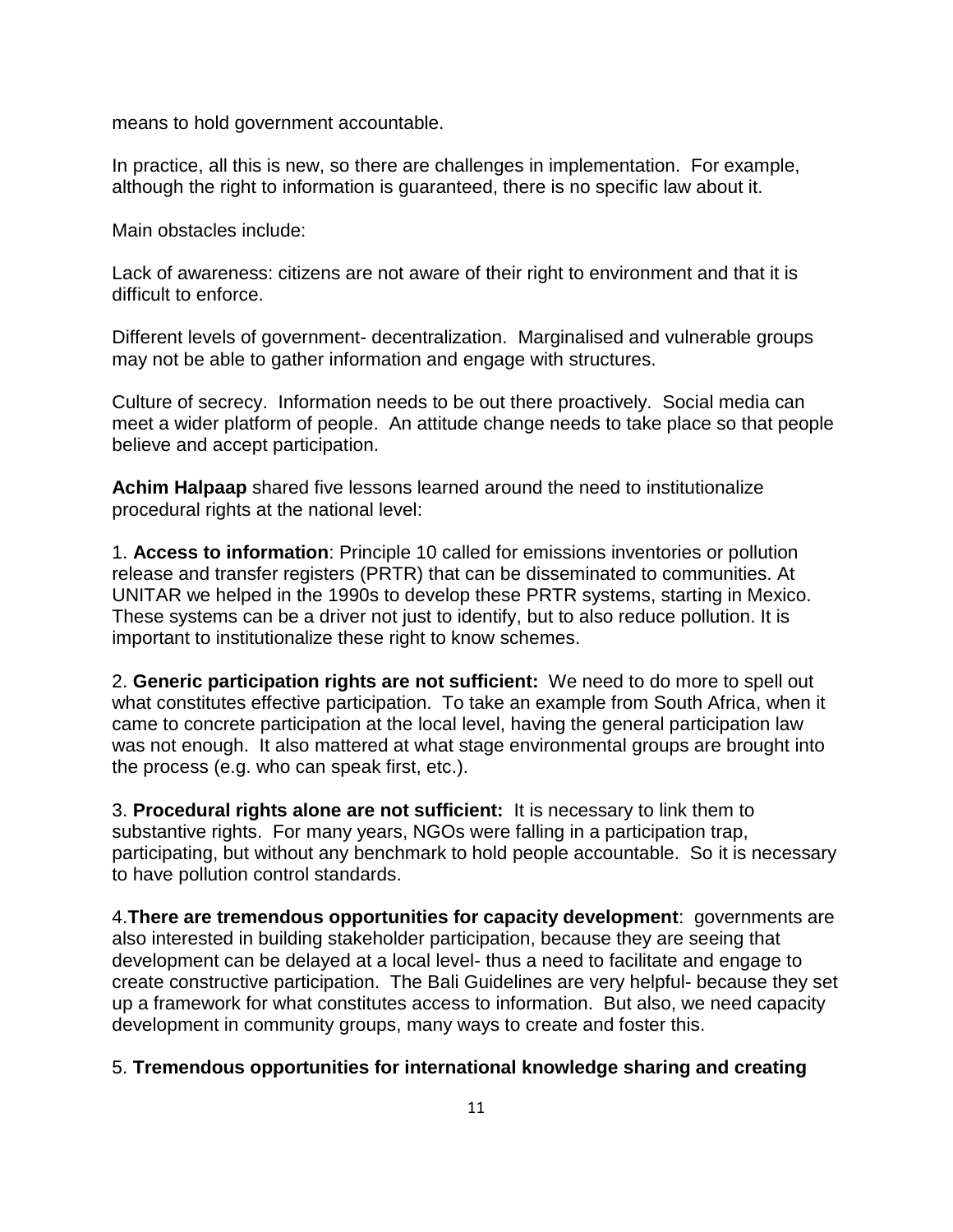means to hold government accountable.

In practice, all this is new, so there are challenges in implementation. For example, although the right to information is guaranteed, there is no specific law about it.

Main obstacles include:

Lack of awareness: citizens are not aware of their right to environment and that it is difficult to enforce.

Different levels of government- decentralization. Marginalised and vulnerable groups may not be able to gather information and engage with structures.

Culture of secrecy. Information needs to be out there proactively. Social media can meet a wider platform of people. An attitude change needs to take place so that people believe and accept participation.

**Achim Halpaap** shared five lessons learned around the need to institutionalize procedural rights at the national level:

1. **Access to information**: Principle 10 called for emissions inventories or pollution release and transfer registers (PRTR) that can be disseminated to communities. At UNITAR we helped in the 1990s to develop these PRTR systems, starting in Mexico. These systems can be a driver not just to identify, but to also reduce pollution. It is important to institutionalize these right to know schemes.

2. **Generic participation rights are not sufficient:** We need to do more to spell out what constitutes effective participation. To take an example from South Africa, when it came to concrete participation at the local level, having the general participation law was not enough. It also mattered at what stage environmental groups are brought into the process (e.g. who can speak first, etc.).

3. **Procedural rights alone are not sufficient:** It is necessary to link them to substantive rights. For many years, NGOs were falling in a participation trap, participating, but without any benchmark to hold people accountable. So it is necessary to have pollution control standards.

4. **There are tremendous opportunities for capacity development**: governments are also interested in building stakeholder participation, because they are seeing that development can be delayed at a local level- thus a need to facilitate and engage to create constructive participation. The Bali Guidelines are very helpful- because they set up a framework for what constitutes access to information. But also, we need capacity development in community groups, many ways to create and foster this.

5. **Tremendous opportunities for international knowledge sharing and creating**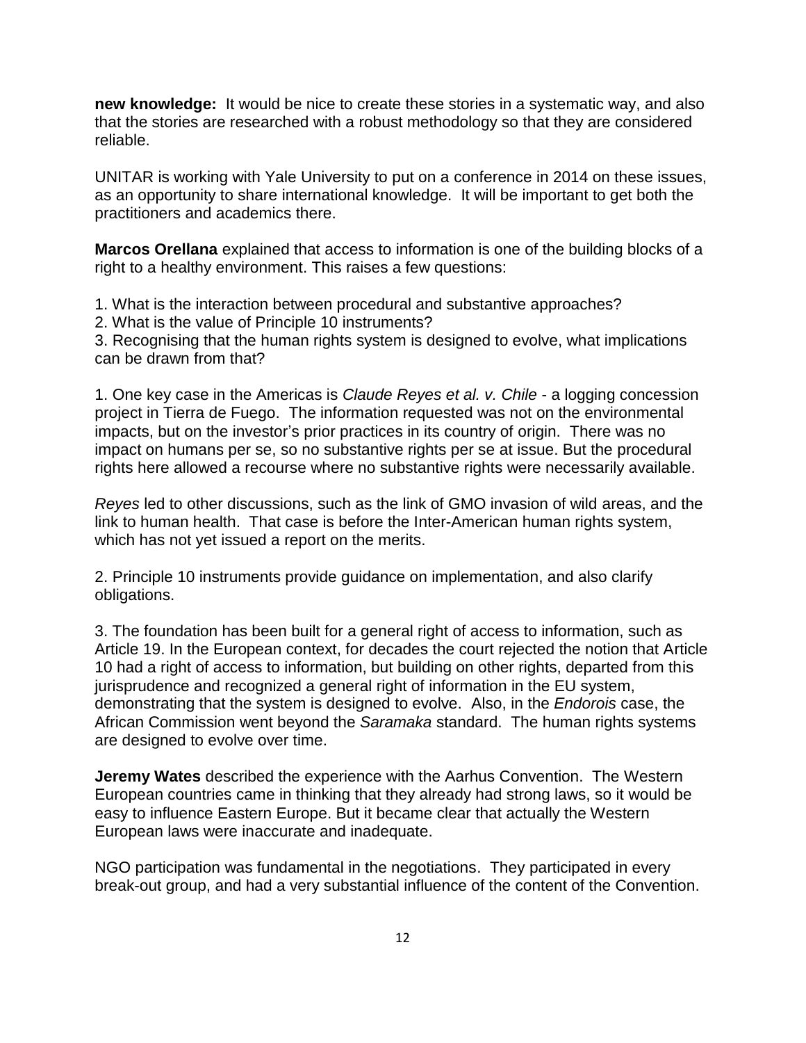**new knowledge:** It would be nice to create these stories in a systematic way, and also that the stories are researched with a robust methodology so that they are considered reliable.

UNITAR is working with Yale University to put on a conference in 2014 on these issues, as an opportunity to share international knowledge. It will be important to get both the practitioners and academics there.

**Marcos Orellana** explained that access to information is one of the building blocks of a right to a healthy environment. This raises a few questions:

1. What is the interaction between procedural and substantive approaches?
2. What is the value of Principle 10 instruments?
3. Recognising that the human rights system is designed to evolve, what implications can be drawn from that?

1. One key case in the Americas is *Claude Reyes et al. v. Chile* - a logging concession project in Tierra de Fuego. The information requested was not on the environmental impacts, but on the investor's prior practices in its country of origin. There was no impact on humans per se, so no substantive rights per se at issue. But the procedural rights here allowed a recourse where no substantive rights were necessarily available.

*Reyes* led to other discussions, such as the link of GMO invasion of wild areas, and the link to human health. That case is before the Inter-American human rights system, which has not yet issued a report on the merits.

2. Principle 10 instruments provide guidance on implementation, and also clarify obligations.

3. The foundation has been built for a general right of access to information, such as Article 19. In the European context, for decades the court rejected the notion that Article 10 had a right of access to information, but building on other rights, departed from this jurisprudence and recognized a general right of information in the EU system, demonstrating that the system is designed to evolve. Also, in the *Endorois* case, the African Commission went beyond the *Saramaka* standard. The human rights systems are designed to evolve over time.

**Jeremy Wates** described the experience with the Aarhus Convention. The Western European countries came in thinking that they already had strong laws, so it would be easy to influence Eastern Europe. But it became clear that actually the Western European laws were inaccurate and inadequate.

NGO participation was fundamental in the negotiations. They participated in every break-out group, and had a very substantial influence of the content of the Convention.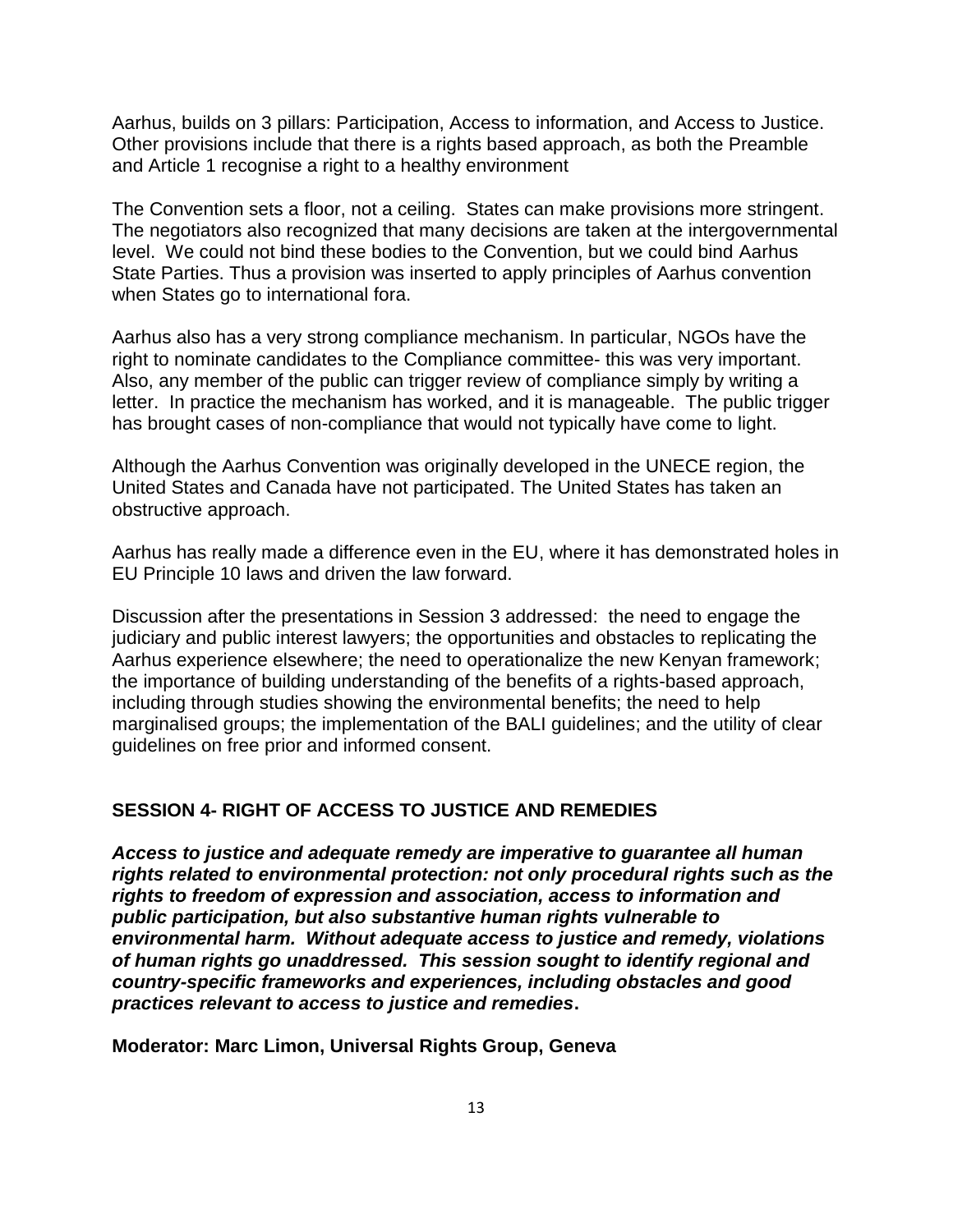Aarhus, builds on 3 pillars: Participation, Access to information, and Access to Justice. Other provisions include that there is a rights based approach, as both the Preamble and Article 1 recognise a right to a healthy environment

The Convention sets a floor, not a ceiling. States can make provisions more stringent. The negotiators also recognized that many decisions are taken at the intergovernmental level. We could not bind these bodies to the Convention, but we could bind Aarhus State Parties. Thus a provision was inserted to apply principles of Aarhus convention when States go to international fora.

Aarhus also has a very strong compliance mechanism. In particular, NGOs have the right to nominate candidates to the Compliance committee- this was very important. Also, any member of the public can trigger review of compliance simply by writing a letter. In practice the mechanism has worked, and it is manageable. The public trigger has brought cases of non-compliance that would not typically have come to light.

Although the Aarhus Convention was originally developed in the UNECE region, the United States and Canada have not participated. The United States has taken an obstructive approach.

Aarhus has really made a difference even in the EU, where it has demonstrated holes in EU Principle 10 laws and driven the law forward.

Discussion after the presentations in Session 3 addressed: the need to engage the judiciary and public interest lawyers; the opportunities and obstacles to replicating the Aarhus experience elsewhere; the need to operationalize the new Kenyan framework; the importance of building understanding of the benefits of a rights-based approach, including through studies showing the environmental benefits; the need to help marginalised groups; the implementation of the BALI guidelines; and the utility of clear guidelines on free prior and informed consent.

## SESSION 4- RIGHT OF ACCESS TO JUSTICE AND REMEDIES

***Access to justice and adequate remedy are imperative to guarantee all human rights related to environmental protection: not only procedural rights such as the rights to freedom of expression and association, access to information and public participation, but also substantive human rights vulnerable to environmental harm. Without adequate access to justice and remedy, violations of human rights go unaddressed. This session sought to identify regional and country-specific frameworks and experiences, including obstacles and good practices relevant to access to justice and remedies*.**

**Moderator: Marc Limon, Universal Rights Group, Geneva**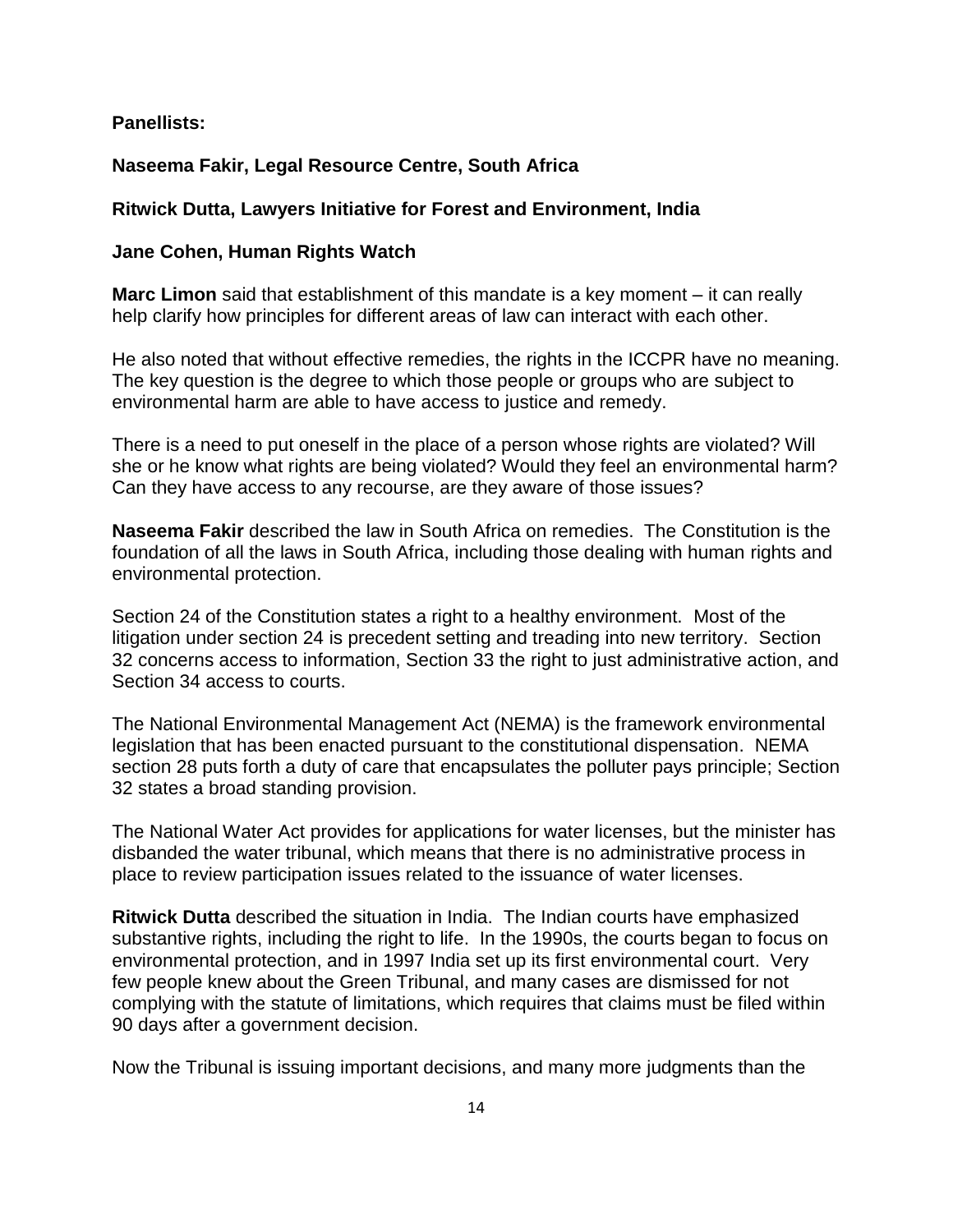**Panellists:**

**Naseema Fakir, Legal Resource Centre, South Africa**

**Ritwick Dutta, Lawyers Initiative for Forest and Environment, India**

**Jane Cohen, Human Rights Watch**

**Marc Limon** said that establishment of this mandate is a key moment – it can really help clarify how principles for different areas of law can interact with each other.

He also noted that without effective remedies, the rights in the ICCPR have no meaning. The key question is the degree to which those people or groups who are subject to environmental harm are able to have access to justice and remedy.

There is a need to put oneself in the place of a person whose rights are violated? Will she or he know what rights are being violated? Would they feel an environmental harm? Can they have access to any recourse, are they aware of those issues?

**Naseema Fakir** described the law in South Africa on remedies. The Constitution is the foundation of all the laws in South Africa, including those dealing with human rights and environmental protection.

Section 24 of the Constitution states a right to a healthy environment. Most of the litigation under section 24 is precedent setting and treading into new territory. Section 32 concerns access to information, Section 33 the right to just administrative action, and Section 34 access to courts.

The National Environmental Management Act (NEMA) is the framework environmental legislation that has been enacted pursuant to the constitutional dispensation. NEMA section 28 puts forth a duty of care that encapsulates the polluter pays principle; Section 32 states a broad standing provision.

The National Water Act provides for applications for water licenses, but the minister has disbanded the water tribunal, which means that there is no administrative process in place to review participation issues related to the issuance of water licenses.

**Ritwick Dutta** described the situation in India. The Indian courts have emphasized substantive rights, including the right to life. In the 1990s, the courts began to focus on environmental protection, and in 1997 India set up its first environmental court. Very few people knew about the Green Tribunal, and many cases are dismissed for not complying with the statute of limitations, which requires that claims must be filed within 90 days after a government decision.

Now the Tribunal is issuing important decisions, and many more judgments than the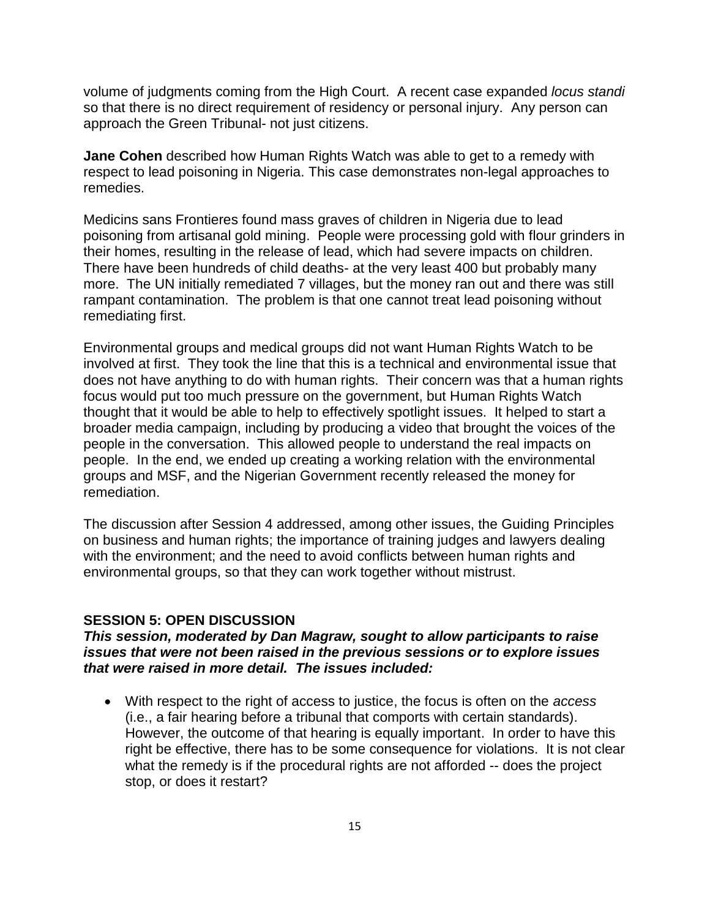volume of judgments coming from the High Court. A recent case expanded *locus standi* so that there is no direct requirement of residency or personal injury. Any person can approach the Green Tribunal- not just citizens.

**Jane Cohen** described how Human Rights Watch was able to get to a remedy with respect to lead poisoning in Nigeria. This case demonstrates non-legal approaches to remedies.

Medicins sans Frontieres found mass graves of children in Nigeria due to lead poisoning from artisanal gold mining. People were processing gold with flour grinders in their homes, resulting in the release of lead, which had severe impacts on children. There have been hundreds of child deaths- at the very least 400 but probably many more. The UN initially remediated 7 villages, but the money ran out and there was still rampant contamination. The problem is that one cannot treat lead poisoning without remediating first.

Environmental groups and medical groups did not want Human Rights Watch to be involved at first. They took the line that this is a technical and environmental issue that does not have anything to do with human rights. Their concern was that a human rights focus would put too much pressure on the government, but Human Rights Watch thought that it would be able to help to effectively spotlight issues. It helped to start a broader media campaign, including by producing a video that brought the voices of the people in the conversation. This allowed people to understand the real impacts on people. In the end, we ended up creating a working relation with the environmental groups and MSF, and the Nigerian Government recently released the money for remediation.

The discussion after Session 4 addressed, among other issues, the Guiding Principles on business and human rights; the importance of training judges and lawyers dealing with the environment; and the need to avoid conflicts between human rights and environmental groups, so that they can work together without mistrust.

## SESSION 5: OPEN DISCUSSION

***This session, moderated by Dan Magraw, sought to allow participants to raise issues that were not been raised in the previous sessions or to explore issues that were raised in more detail. The issues included:***

- With respect to the right of access to justice, the focus is often on the *access* (i.e., a fair hearing before a tribunal that comports with certain standards). However, the outcome of that hearing is equally important. In order to have this right be effective, there has to be some consequence for violations. It is not clear what the remedy is if the procedural rights are not afforded -- does the project stop, or does it restart?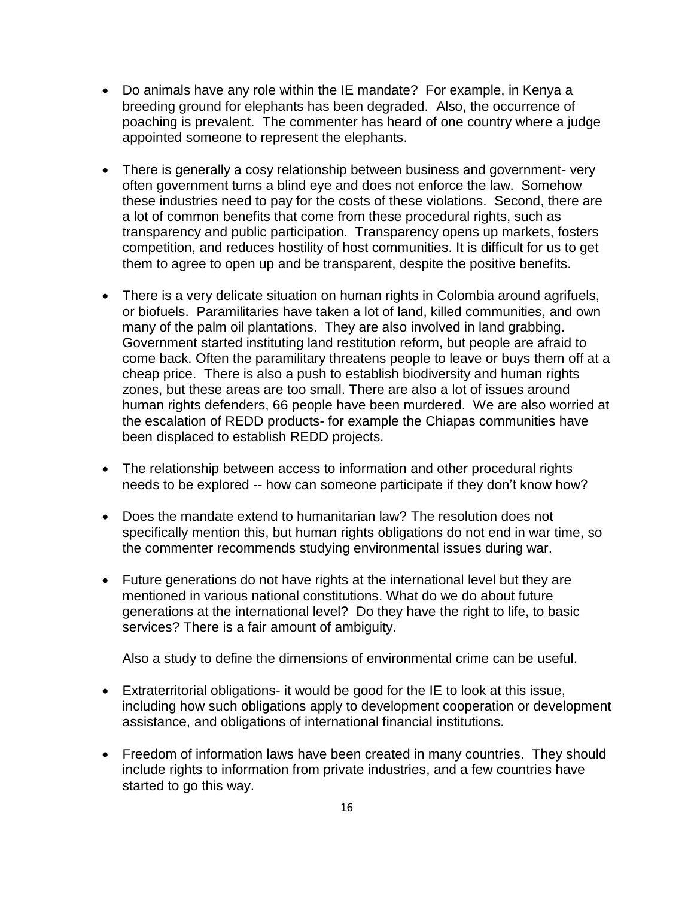- Do animals have any role within the IE mandate? For example, in Kenya a breeding ground for elephants has been degraded. Also, the occurrence of poaching is prevalent. The commenter has heard of one country where a judge appointed someone to represent the elephants.

- There is generally a cosy relationship between business and government- very often government turns a blind eye and does not enforce the law. Somehow these industries need to pay for the costs of these violations. Second, there are a lot of common benefits that come from these procedural rights, such as transparency and public participation. Transparency opens up markets, fosters competition, and reduces hostility of host communities. It is difficult for us to get them to agree to open up and be transparent, despite the positive benefits.

- There is a very delicate situation on human rights in Colombia around agrifuels, or biofuels. Paramilitaries have taken a lot of land, killed communities, and own many of the palm oil plantations. They are also involved in land grabbing. Government started instituting land restitution reform, but people are afraid to come back. Often the paramilitary threatens people to leave or buys them off at a cheap price. There is also a push to establish biodiversity and human rights zones, but these areas are too small. There are also a lot of issues around human rights defenders, 66 people have been murdered. We are also worried at the escalation of REDD products- for example the Chiapas communities have been displaced to establish REDD projects.

- The relationship between access to information and other procedural rights needs to be explored -- how can someone participate if they don't know how?

- Does the mandate extend to humanitarian law? The resolution does not specifically mention this, but human rights obligations do not end in war time, so the commenter recommends studying environmental issues during war.

- Future generations do not have rights at the international level but they are mentioned in various national constitutions. What do we do about future generations at the international level? Do they have the right to life, to basic services? There is a fair amount of ambiguity.

  Also a study to define the dimensions of environmental crime can be useful.

- Extraterritorial obligations- it would be good for the IE to look at this issue, including how such obligations apply to development cooperation or development assistance, and obligations of international financial institutions.

- Freedom of information laws have been created in many countries. They should include rights to information from private industries, and a few countries have started to go this way.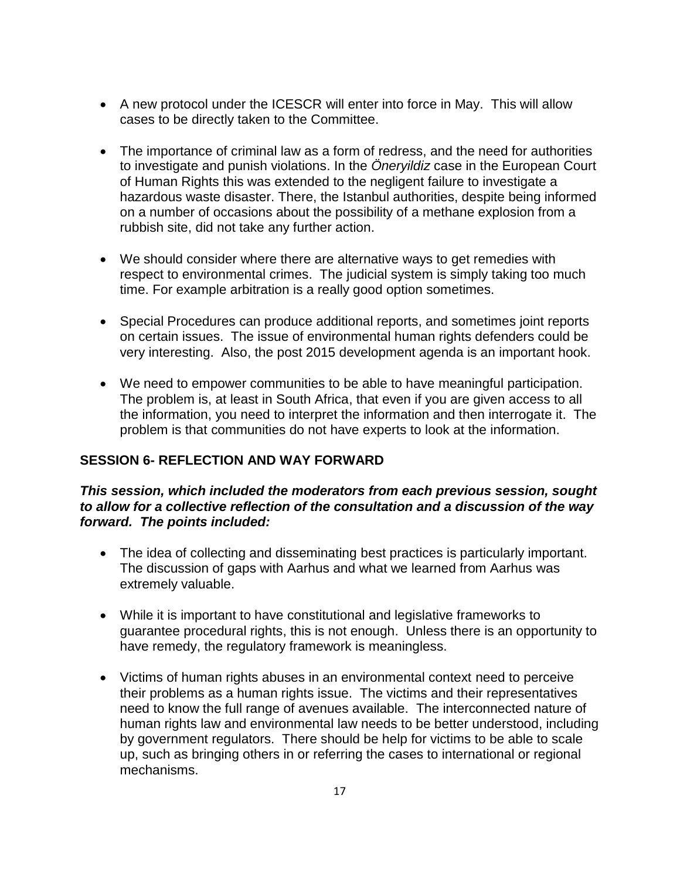- A new protocol under the ICESCR will enter into force in May. This will allow cases to be directly taken to the Committee.

- The importance of criminal law as a form of redress, and the need for authorities to investigate and punish violations. In the *Öneryildiz* case in the European Court of Human Rights this was extended to the negligent failure to investigate a hazardous waste disaster. There, the Istanbul authorities, despite being informed on a number of occasions about the possibility of a methane explosion from a rubbish site, did not take any further action.

- We should consider where there are alternative ways to get remedies with respect to environmental crimes. The judicial system is simply taking too much time. For example arbitration is a really good option sometimes.

- Special Procedures can produce additional reports, and sometimes joint reports on certain issues. The issue of environmental human rights defenders could be very interesting. Also, the post 2015 development agenda is an important hook.

- We need to empower communities to be able to have meaningful participation. The problem is, at least in South Africa, that even if you are given access to all the information, you need to interpret the information and then interrogate it. The problem is that communities do not have experts to look at the information.

## SESSION 6- REFLECTION AND WAY FORWARD

***This session, which included the moderators from each previous session, sought to allow for a collective reflection of the consultation and a discussion of the way forward. The points included:***

- The idea of collecting and disseminating best practices is particularly important. The discussion of gaps with Aarhus and what we learned from Aarhus was extremely valuable.

- While it is important to have constitutional and legislative frameworks to guarantee procedural rights, this is not enough. Unless there is an opportunity to have remedy, the regulatory framework is meaningless.

- Victims of human rights abuses in an environmental context need to perceive their problems as a human rights issue. The victims and their representatives need to know the full range of avenues available. The interconnected nature of human rights law and environmental law needs to be better understood, including by government regulators. There should be help for victims to be able to scale up, such as bringing others in or referring the cases to international or regional mechanisms.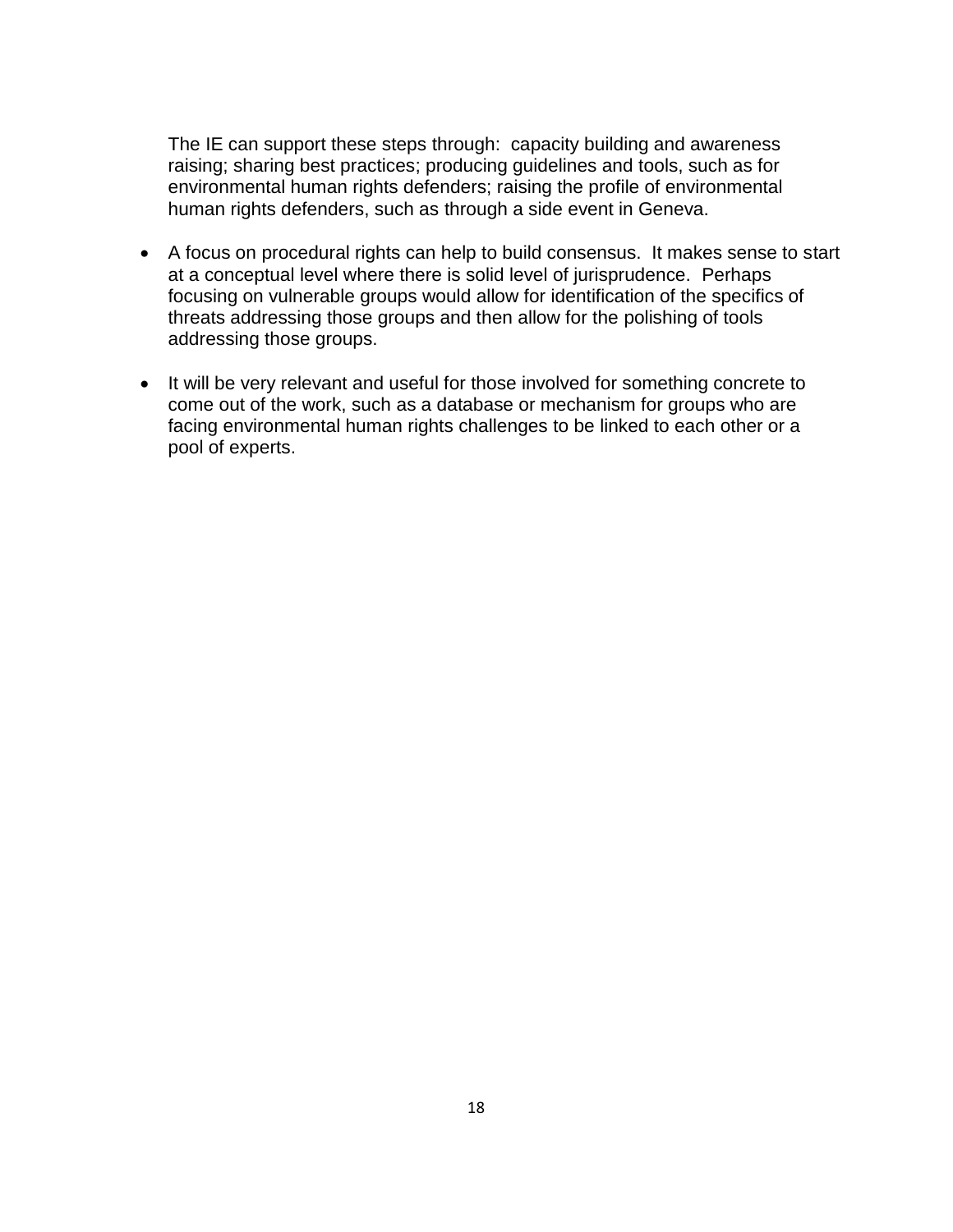The IE can support these steps through: capacity building and awareness raising; sharing best practices; producing guidelines and tools, such as for environmental human rights defenders; raising the profile of environmental human rights defenders, such as through a side event in Geneva.

- A focus on procedural rights can help to build consensus. It makes sense to start at a conceptual level where there is solid level of jurisprudence. Perhaps focusing on vulnerable groups would allow for identification of the specifics of threats addressing those groups and then allow for the polishing of tools addressing those groups.

- It will be very relevant and useful for those involved for something concrete to come out of the work, such as a database or mechanism for groups who are facing environmental human rights challenges to be linked to each other or a pool of experts.